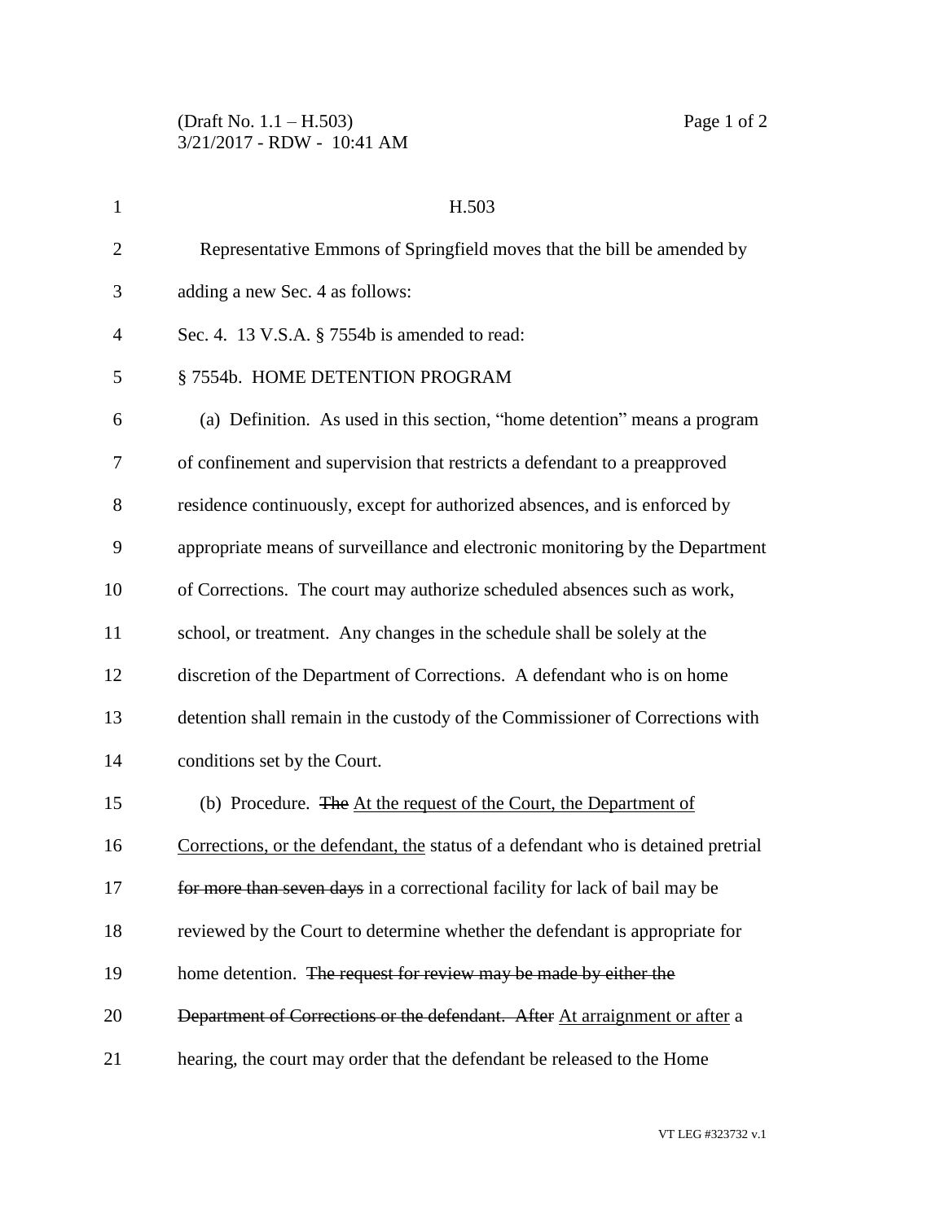H.503

Representative Emmons of Springfield moves that the bill be amended by adding a new Sec. 4 as follows:

Sec. 4. 13 V.S.A. § 7554b is amended to read:

§ 7554b. HOME DETENTION PROGRAM

(a) Definition. As used in this section, "home detention" means a program of confinement and supervision that restricts a defendant to a preapproved residence continuously, except for authorized absences, and is enforced by appropriate means of surveillance and electronic monitoring by the Department of Corrections. The court may authorize scheduled absences such as work, school, or treatment. Any changes in the schedule shall be solely at the discretion of the Department of Corrections. A defendant who is on home detention shall remain in the custody of the Commissioner of Corrections with conditions set by the Court.

(b) Procedure. ~~The~~ At the request of the Court, the Department of Corrections, or the defendant, the status of a defendant who is detained pretrial ~~for more than seven days~~ in a correctional facility for lack of bail may be reviewed by the Court to determine whether the defendant is appropriate for home detention. ~~The request for review may be made by either the Department of Corrections or the defendant. After~~ At arraignment or after a hearing, the court may order that the defendant be released to the Home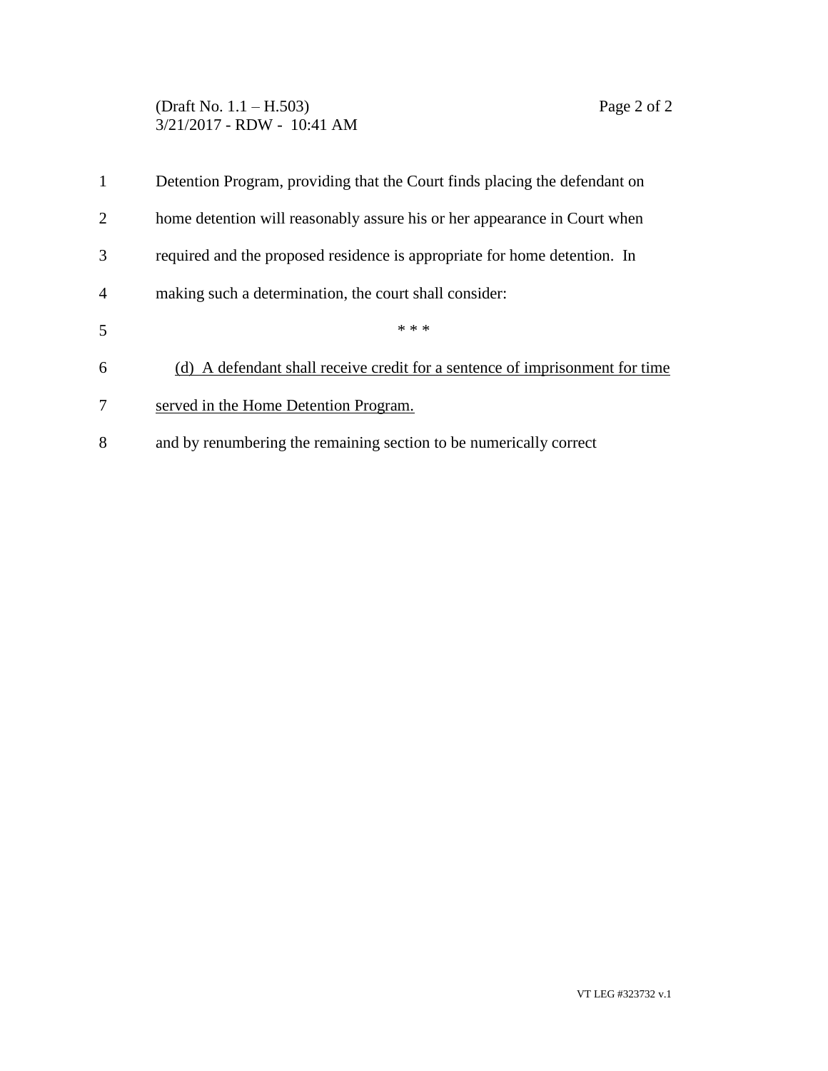Detention Program, providing that the Court finds placing the defendant on home detention will reasonably assure his or her appearance in Court when required and the proposed residence is appropriate for home detention. In making such a determination, the court shall consider:

\* \* \*

<u>(d) A defendant shall receive credit for a sentence of imprisonment for time served in the Home Detention Program.</u>

and by renumbering the remaining section to be numerically correct